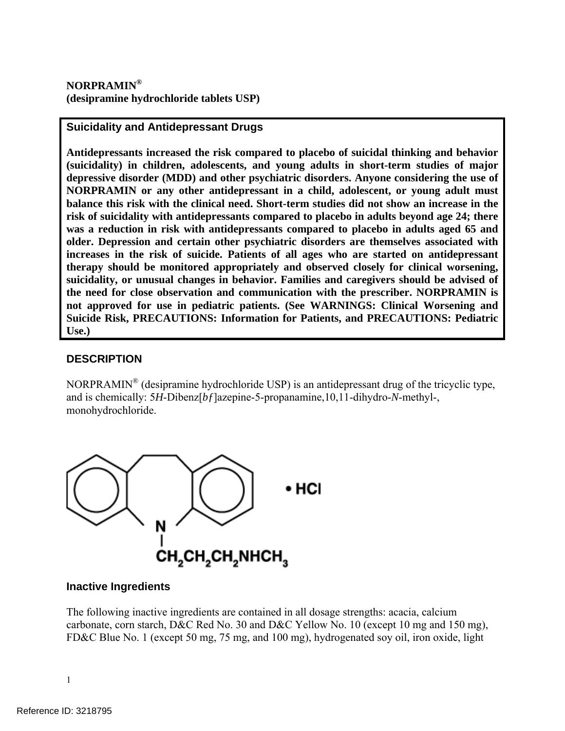**NORPRAMIN®**
**(desipramine hydrochloride tablets USP)**

> **Suicidality and Antidepressant Drugs**
>
> **Antidepressants increased the risk compared to placebo of suicidal thinking and behavior (suicidality) in children, adolescents, and young adults in short-term studies of major depressive disorder (MDD) and other psychiatric disorders. Anyone considering the use of NORPRAMIN or any other antidepressant in a child, adolescent, or young adult must balance this risk with the clinical need. Short-term studies did not show an increase in the risk of suicidality with antidepressants compared to placebo in adults beyond age 24; there was a reduction in risk with antidepressants compared to placebo in adults aged 65 and older. Depression and certain other psychiatric disorders are themselves associated with increases in the risk of suicide. Patients of all ages who are started on antidepressant therapy should be monitored appropriately and observed closely for clinical worsening, suicidality, or unusual changes in behavior. Families and caregivers should be advised of the need for close observation and communication with the prescriber. NORPRAMIN is not approved for use in pediatric patients. (See WARNINGS: Clinical Worsening and Suicide Risk, PRECAUTIONS: Information for Patients, and PRECAUTIONS: Pediatric Use.)**

## DESCRIPTION

NORPRAMIN® (desipramine hydrochloride USP) is an antidepressant drug of the tricyclic type, and is chemically: 5*H*-Dibenz[*bf*]azepine-5-propanamine,10,11-dihydro-*N*-methyl-, monohydrochloride.

• HCl

N

$CH_2CH_2CH_2NHCH_3$

### Inactive Ingredients

The following inactive ingredients are contained in all dosage strengths: acacia, calcium carbonate, corn starch, D&C Red No. 30 and D&C Yellow No. 10 (except 10 mg and 150 mg), FD&C Blue No. 1 (except 50 mg, 75 mg, and 100 mg), hydrogenated soy oil, iron oxide, light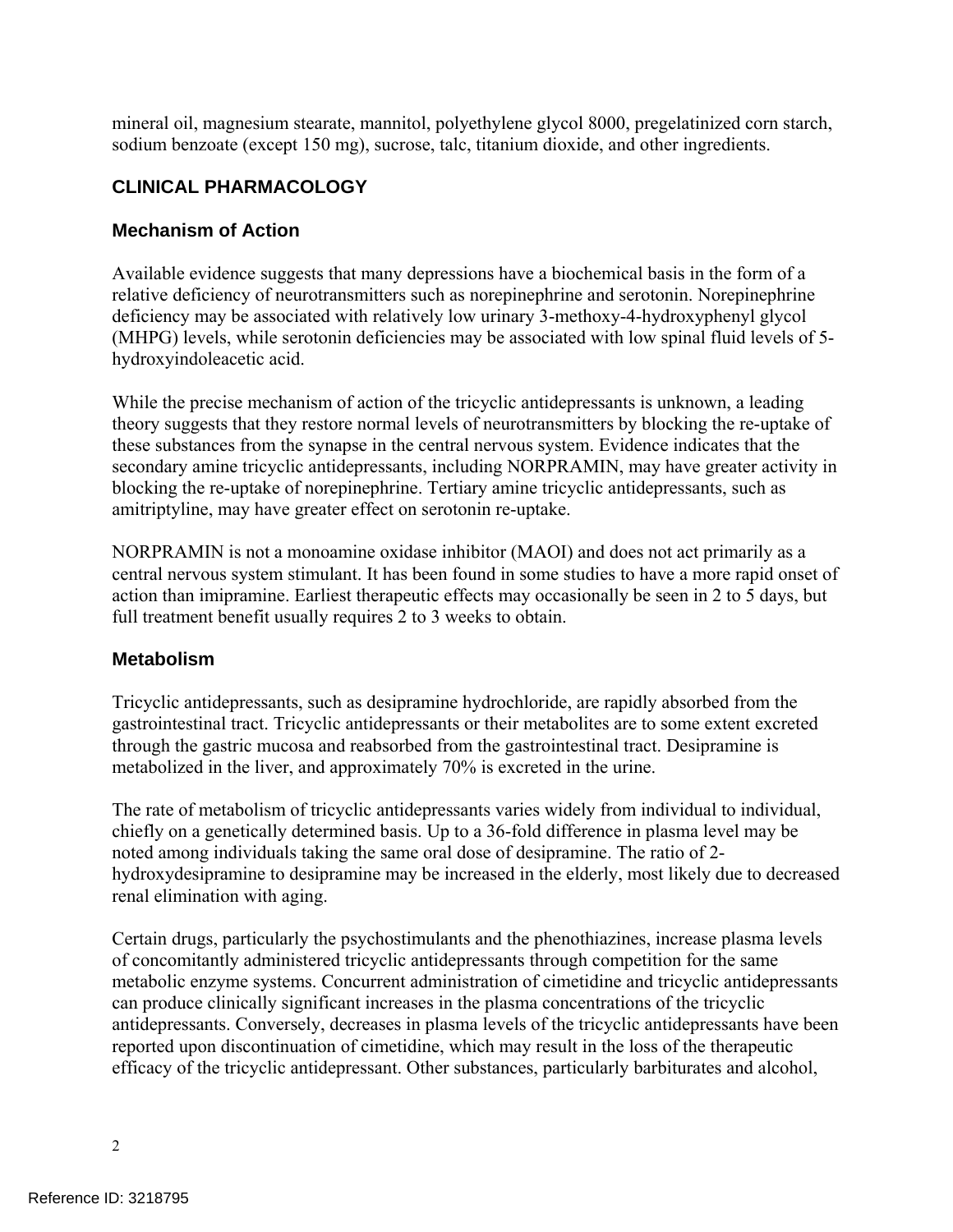mineral oil, magnesium stearate, mannitol, polyethylene glycol 8000, pregelatinized corn starch, sodium benzoate (except 150 mg), sucrose, talc, titanium dioxide, and other ingredients.

## CLINICAL PHARMACOLOGY

### Mechanism of Action

Available evidence suggests that many depressions have a biochemical basis in the form of a relative deficiency of neurotransmitters such as norepinephrine and serotonin. Norepinephrine deficiency may be associated with relatively low urinary 3-methoxy-4-hydroxyphenyl glycol (MHPG) levels, while serotonin deficiencies may be associated with low spinal fluid levels of 5-hydroxyindoleacetic acid.

While the precise mechanism of action of the tricyclic antidepressants is unknown, a leading theory suggests that they restore normal levels of neurotransmitters by blocking the re-uptake of these substances from the synapse in the central nervous system. Evidence indicates that the secondary amine tricyclic antidepressants, including NORPRAMIN, may have greater activity in blocking the re-uptake of norepinephrine. Tertiary amine tricyclic antidepressants, such as amitriptyline, may have greater effect on serotonin re-uptake.

NORPRAMIN is not a monoamine oxidase inhibitor (MAOI) and does not act primarily as a central nervous system stimulant. It has been found in some studies to have a more rapid onset of action than imipramine. Earliest therapeutic effects may occasionally be seen in 2 to 5 days, but full treatment benefit usually requires 2 to 3 weeks to obtain.

### Metabolism

Tricyclic antidepressants, such as desipramine hydrochloride, are rapidly absorbed from the gastrointestinal tract. Tricyclic antidepressants or their metabolites are to some extent excreted through the gastric mucosa and reabsorbed from the gastrointestinal tract. Desipramine is metabolized in the liver, and approximately 70% is excreted in the urine.

The rate of metabolism of tricyclic antidepressants varies widely from individual to individual, chiefly on a genetically determined basis. Up to a 36-fold difference in plasma level may be noted among individuals taking the same oral dose of desipramine. The ratio of 2-hydroxydesipramine to desipramine may be increased in the elderly, most likely due to decreased renal elimination with aging.

Certain drugs, particularly the psychostimulants and the phenothiazines, increase plasma levels of concomitantly administered tricyclic antidepressants through competition for the same metabolic enzyme systems. Concurrent administration of cimetidine and tricyclic antidepressants can produce clinically significant increases in the plasma concentrations of the tricyclic antidepressants. Conversely, decreases in plasma levels of the tricyclic antidepressants have been reported upon discontinuation of cimetidine, which may result in the loss of the therapeutic efficacy of the tricyclic antidepressant. Other substances, particularly barbiturates and alcohol,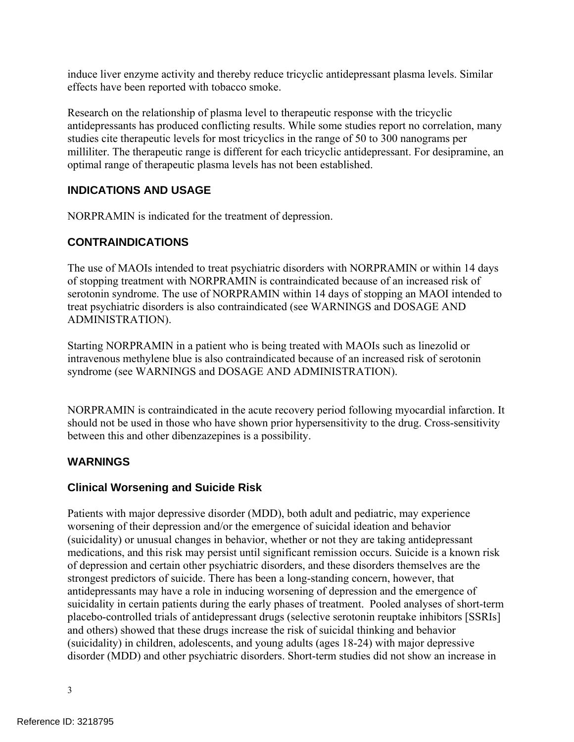induce liver enzyme activity and thereby reduce tricyclic antidepressant plasma levels. Similar effects have been reported with tobacco smoke.

Research on the relationship of plasma level to therapeutic response with the tricyclic antidepressants has produced conflicting results. While some studies report no correlation, many studies cite therapeutic levels for most tricyclics in the range of 50 to 300 nanograms per milliliter. The therapeutic range is different for each tricyclic antidepressant. For desipramine, an optimal range of therapeutic plasma levels has not been established.

## INDICATIONS AND USAGE

NORPRAMIN is indicated for the treatment of depression.

## CONTRAINDICATIONS

The use of MAOIs intended to treat psychiatric disorders with NORPRAMIN or within 14 days of stopping treatment with NORPRAMIN is contraindicated because of an increased risk of serotonin syndrome. The use of NORPRAMIN within 14 days of stopping an MAOI intended to treat psychiatric disorders is also contraindicated (see WARNINGS and DOSAGE AND ADMINISTRATION).

Starting NORPRAMIN in a patient who is being treated with MAOIs such as linezolid or intravenous methylene blue is also contraindicated because of an increased risk of serotonin syndrome (see WARNINGS and DOSAGE AND ADMINISTRATION).

NORPRAMIN is contraindicated in the acute recovery period following myocardial infarction. It should not be used in those who have shown prior hypersensitivity to the drug. Cross-sensitivity between this and other dibenzazepines is a possibility.

## WARNINGS

### Clinical Worsening and Suicide Risk

Patients with major depressive disorder (MDD), both adult and pediatric, may experience worsening of their depression and/or the emergence of suicidal ideation and behavior (suicidality) or unusual changes in behavior, whether or not they are taking antidepressant medications, and this risk may persist until significant remission occurs. Suicide is a known risk of depression and certain other psychiatric disorders, and these disorders themselves are the strongest predictors of suicide. There has been a long-standing concern, however, that antidepressants may have a role in inducing worsening of depression and the emergence of suicidality in certain patients during the early phases of treatment. Pooled analyses of short-term placebo-controlled trials of antidepressant drugs (selective serotonin reuptake inhibitors [SSRIs] and others) showed that these drugs increase the risk of suicidal thinking and behavior (suicidality) in children, adolescents, and young adults (ages 18-24) with major depressive disorder (MDD) and other psychiatric disorders. Short-term studies did not show an increase in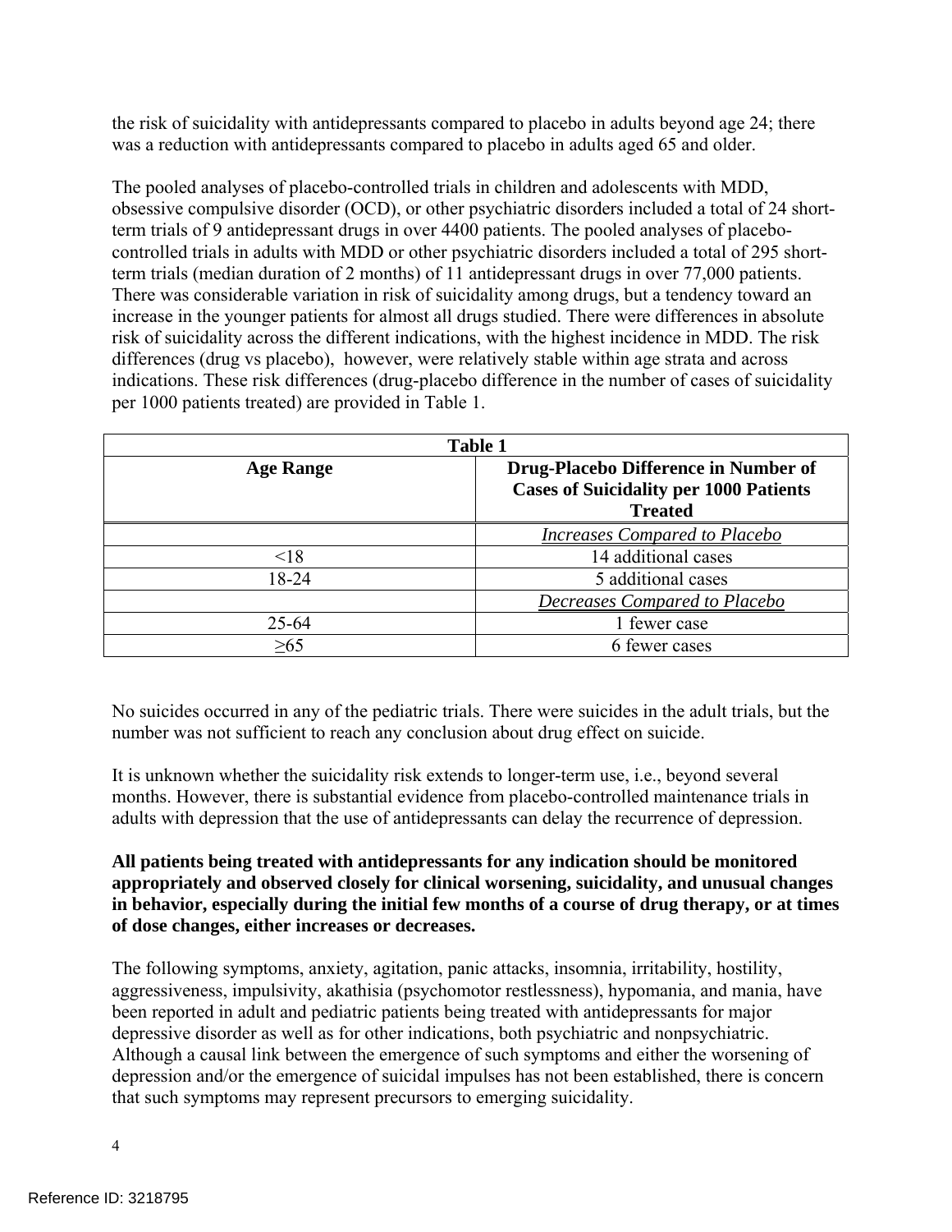the risk of suicidality with antidepressants compared to placebo in adults beyond age 24; there was a reduction with antidepressants compared to placebo in adults aged 65 and older.

The pooled analyses of placebo-controlled trials in children and adolescents with MDD, obsessive compulsive disorder (OCD), or other psychiatric disorders included a total of 24 short-term trials of 9 antidepressant drugs in over 4400 patients. The pooled analyses of placebo-controlled trials in adults with MDD or other psychiatric disorders included a total of 295 short-term trials (median duration of 2 months) of 11 antidepressant drugs in over 77,000 patients. There was considerable variation in risk of suicidality among drugs, but a tendency toward an increase in the younger patients for almost all drugs studied. There were differences in absolute risk of suicidality across the different indications, with the highest incidence in MDD. The risk differences (drug vs placebo), however, were relatively stable within age strata and across indications. These risk differences (drug-placebo difference in the number of cases of suicidality per 1000 patients treated) are provided in Table 1.

| Table 1 | |
|---|---|
| **Age Range** | **Drug-Placebo Difference in Number of Cases of Suicidality per 1000 Patients Treated** |
| | *Increases Compared to Placebo* |
| <18 | 14 additional cases |
| 18-24 | 5 additional cases |
| | *Decreases Compared to Placebo* |
| 25-64 | 1 fewer case |
| ≥65 | 6 fewer cases |

No suicides occurred in any of the pediatric trials. There were suicides in the adult trials, but the number was not sufficient to reach any conclusion about drug effect on suicide.

It is unknown whether the suicidality risk extends to longer-term use, i.e., beyond several months. However, there is substantial evidence from placebo-controlled maintenance trials in adults with depression that the use of antidepressants can delay the recurrence of depression.

**All patients being treated with antidepressants for any indication should be monitored appropriately and observed closely for clinical worsening, suicidality, and unusual changes in behavior, especially during the initial few months of a course of drug therapy, or at times of dose changes, either increases or decreases.**

The following symptoms, anxiety, agitation, panic attacks, insomnia, irritability, hostility, aggressiveness, impulsivity, akathisia (psychomotor restlessness), hypomania, and mania, have been reported in adult and pediatric patients being treated with antidepressants for major depressive disorder as well as for other indications, both psychiatric and nonpsychiatric. Although a causal link between the emergence of such symptoms and either the worsening of depression and/or the emergence of suicidal impulses has not been established, there is concern that such symptoms may represent precursors to emerging suicidality.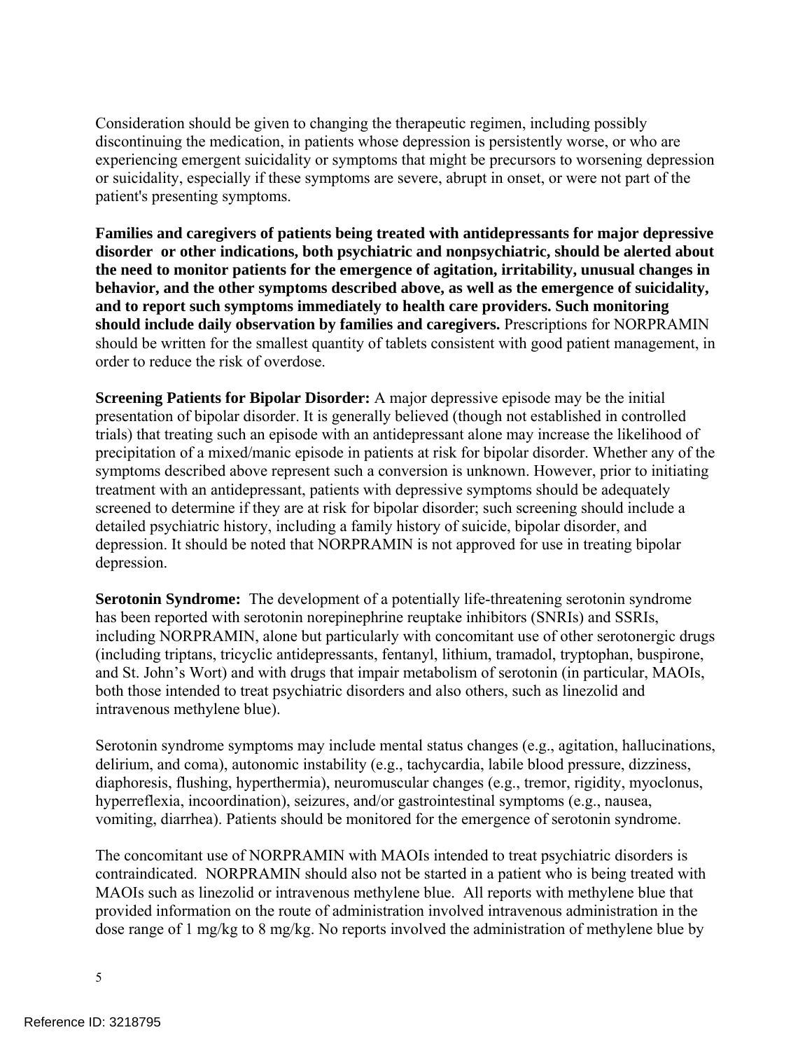Consideration should be given to changing the therapeutic regimen, including possibly discontinuing the medication, in patients whose depression is persistently worse, or who are experiencing emergent suicidality or symptoms that might be precursors to worsening depression or suicidality, especially if these symptoms are severe, abrupt in onset, or were not part of the patient's presenting symptoms.

**Families and caregivers of patients being treated with antidepressants for major depressive disorder or other indications, both psychiatric and nonpsychiatric, should be alerted about the need to monitor patients for the emergence of agitation, irritability, unusual changes in behavior, and the other symptoms described above, as well as the emergence of suicidality, and to report such symptoms immediately to health care providers. Such monitoring should include daily observation by families and caregivers.** Prescriptions for NORPRAMIN should be written for the smallest quantity of tablets consistent with good patient management, in order to reduce the risk of overdose.

**Screening Patients for Bipolar Disorder:** A major depressive episode may be the initial presentation of bipolar disorder. It is generally believed (though not established in controlled trials) that treating such an episode with an antidepressant alone may increase the likelihood of precipitation of a mixed/manic episode in patients at risk for bipolar disorder. Whether any of the symptoms described above represent such a conversion is unknown. However, prior to initiating treatment with an antidepressant, patients with depressive symptoms should be adequately screened to determine if they are at risk for bipolar disorder; such screening should include a detailed psychiatric history, including a family history of suicide, bipolar disorder, and depression. It should be noted that NORPRAMIN is not approved for use in treating bipolar depression.

**Serotonin Syndrome:** The development of a potentially life-threatening serotonin syndrome has been reported with serotonin norepinephrine reuptake inhibitors (SNRIs) and SSRIs, including NORPRAMIN, alone but particularly with concomitant use of other serotonergic drugs (including triptans, tricyclic antidepressants, fentanyl, lithium, tramadol, tryptophan, buspirone, and St. John's Wort) and with drugs that impair metabolism of serotonin (in particular, MAOIs, both those intended to treat psychiatric disorders and also others, such as linezolid and intravenous methylene blue).

Serotonin syndrome symptoms may include mental status changes (e.g., agitation, hallucinations, delirium, and coma), autonomic instability (e.g., tachycardia, labile blood pressure, dizziness, diaphoresis, flushing, hyperthermia), neuromuscular changes (e.g., tremor, rigidity, myoclonus, hyperreflexia, incoordination), seizures, and/or gastrointestinal symptoms (e.g., nausea, vomiting, diarrhea). Patients should be monitored for the emergence of serotonin syndrome.

The concomitant use of NORPRAMIN with MAOIs intended to treat psychiatric disorders is contraindicated. NORPRAMIN should also not be started in a patient who is being treated with MAOIs such as linezolid or intravenous methylene blue. All reports with methylene blue that provided information on the route of administration involved intravenous administration in the dose range of 1 mg/kg to 8 mg/kg. No reports involved the administration of methylene blue by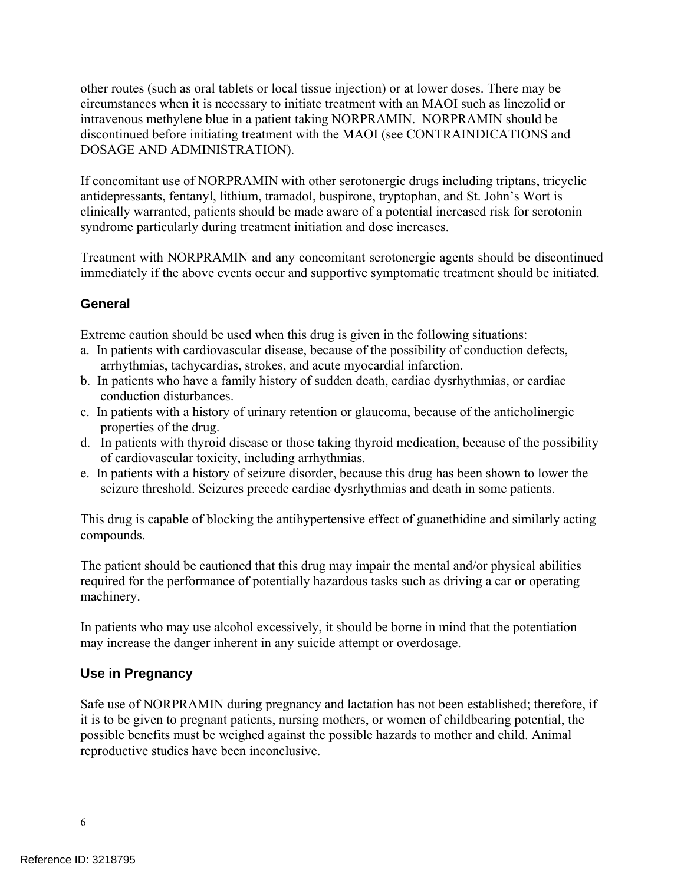other routes (such as oral tablets or local tissue injection) or at lower doses. There may be circumstances when it is necessary to initiate treatment with an MAOI such as linezolid or intravenous methylene blue in a patient taking NORPRAMIN. NORPRAMIN should be discontinued before initiating treatment with the MAOI (see CONTRAINDICATIONS and DOSAGE AND ADMINISTRATION).

If concomitant use of NORPRAMIN with other serotonergic drugs including triptans, tricyclic antidepressants, fentanyl, lithium, tramadol, buspirone, tryptophan, and St. John's Wort is clinically warranted, patients should be made aware of a potential increased risk for serotonin syndrome particularly during treatment initiation and dose increases.

Treatment with NORPRAMIN and any concomitant serotonergic agents should be discontinued immediately if the above events occur and supportive symptomatic treatment should be initiated.

### General

Extreme caution should be used when this drug is given in the following situations:

a. In patients with cardiovascular disease, because of the possibility of conduction defects, arrhythmias, tachycardias, strokes, and acute myocardial infarction.
b. In patients who have a family history of sudden death, cardiac dysrhythmias, or cardiac conduction disturbances.
c. In patients with a history of urinary retention or glaucoma, because of the anticholinergic properties of the drug.
d. In patients with thyroid disease or those taking thyroid medication, because of the possibility of cardiovascular toxicity, including arrhythmias.
e. In patients with a history of seizure disorder, because this drug has been shown to lower the seizure threshold. Seizures precede cardiac dysrhythmias and death in some patients.

This drug is capable of blocking the antihypertensive effect of guanethidine and similarly acting compounds.

The patient should be cautioned that this drug may impair the mental and/or physical abilities required for the performance of potentially hazardous tasks such as driving a car or operating machinery.

In patients who may use alcohol excessively, it should be borne in mind that the potentiation may increase the danger inherent in any suicide attempt or overdosage.

### Use in Pregnancy

Safe use of NORPRAMIN during pregnancy and lactation has not been established; therefore, if it is to be given to pregnant patients, nursing mothers, or women of childbearing potential, the possible benefits must be weighed against the possible hazards to mother and child. Animal reproductive studies have been inconclusive.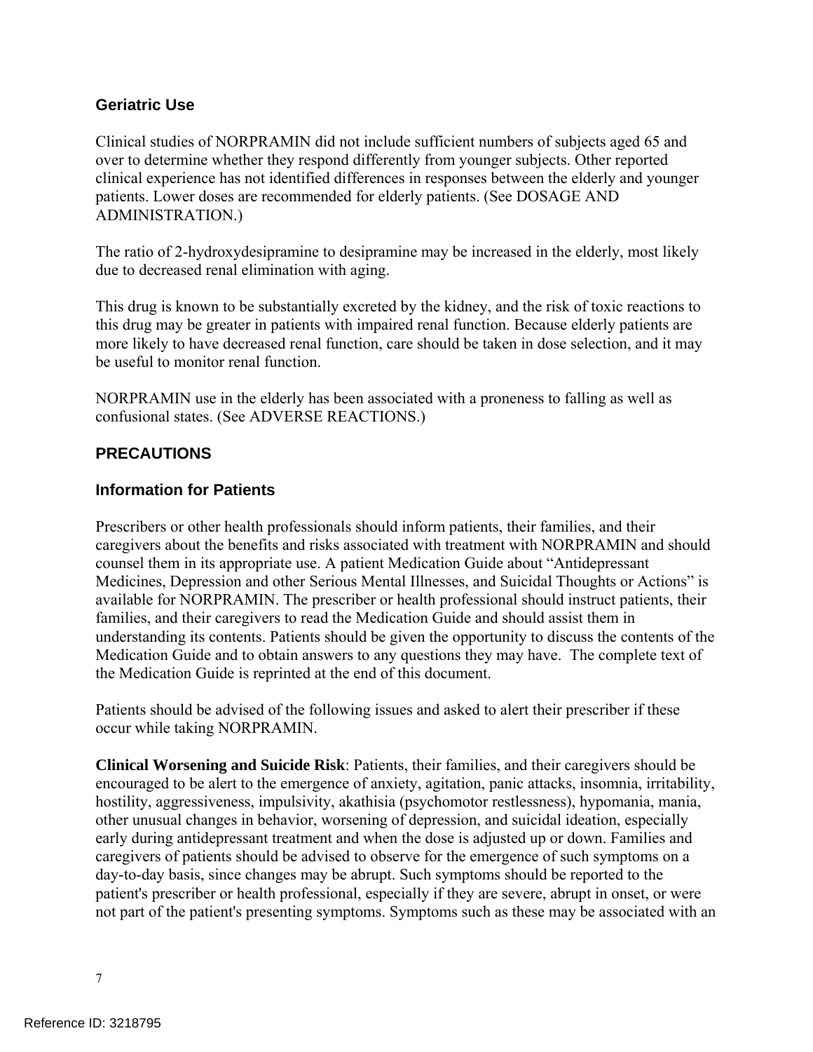### Geriatric Use

Clinical studies of NORPRAMIN did not include sufficient numbers of subjects aged 65 and over to determine whether they respond differently from younger subjects. Other reported clinical experience has not identified differences in responses between the elderly and younger patients. Lower doses are recommended for elderly patients. (See DOSAGE AND ADMINISTRATION.)

The ratio of 2-hydroxydesipramine to desipramine may be increased in the elderly, most likely due to decreased renal elimination with aging.

This drug is known to be substantially excreted by the kidney, and the risk of toxic reactions to this drug may be greater in patients with impaired renal function. Because elderly patients are more likely to have decreased renal function, care should be taken in dose selection, and it may be useful to monitor renal function.

NORPRAMIN use in the elderly has been associated with a proneness to falling as well as confusional states. (See ADVERSE REACTIONS.)

## PRECAUTIONS

### Information for Patients

Prescribers or other health professionals should inform patients, their families, and their caregivers about the benefits and risks associated with treatment with NORPRAMIN and should counsel them in its appropriate use. A patient Medication Guide about "Antidepressant Medicines, Depression and other Serious Mental Illnesses, and Suicidal Thoughts or Actions" is available for NORPRAMIN. The prescriber or health professional should instruct patients, their families, and their caregivers to read the Medication Guide and should assist them in understanding its contents. Patients should be given the opportunity to discuss the contents of the Medication Guide and to obtain answers to any questions they may have. The complete text of the Medication Guide is reprinted at the end of this document.

Patients should be advised of the following issues and asked to alert their prescriber if these occur while taking NORPRAMIN.

**Clinical Worsening and Suicide Risk**: Patients, their families, and their caregivers should be encouraged to be alert to the emergence of anxiety, agitation, panic attacks, insomnia, irritability, hostility, aggressiveness, impulsivity, akathisia (psychomotor restlessness), hypomania, mania, other unusual changes in behavior, worsening of depression, and suicidal ideation, especially early during antidepressant treatment and when the dose is adjusted up or down. Families and caregivers of patients should be advised to observe for the emergence of such symptoms on a day-to-day basis, since changes may be abrupt. Such symptoms should be reported to the patient's prescriber or health professional, especially if they are severe, abrupt in onset, or were not part of the patient's presenting symptoms. Symptoms such as these may be associated with an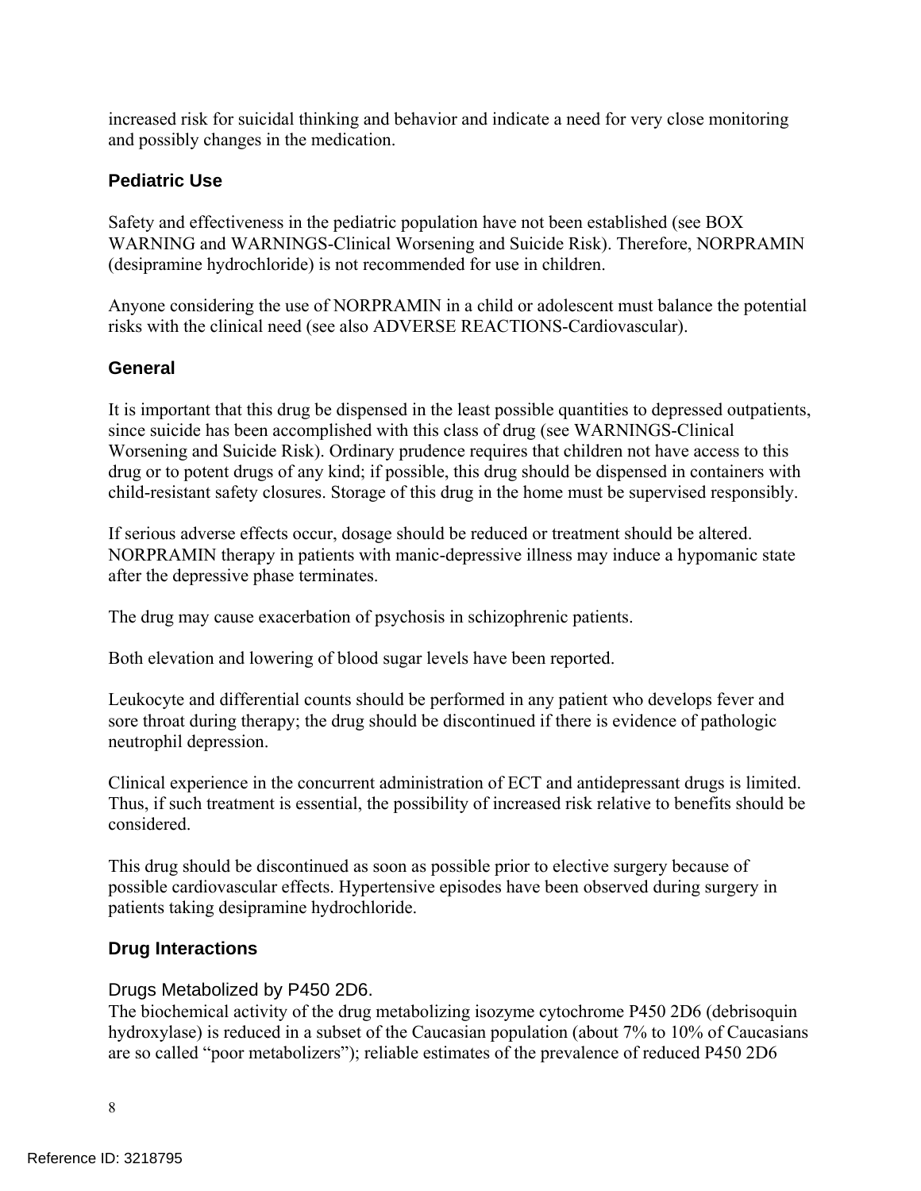increased risk for suicidal thinking and behavior and indicate a need for very close monitoring and possibly changes in the medication.

### Pediatric Use

Safety and effectiveness in the pediatric population have not been established (see BOX WARNING and WARNINGS-Clinical Worsening and Suicide Risk). Therefore, NORPRAMIN (desipramine hydrochloride) is not recommended for use in children.

Anyone considering the use of NORPRAMIN in a child or adolescent must balance the potential risks with the clinical need (see also ADVERSE REACTIONS-Cardiovascular).

### General

It is important that this drug be dispensed in the least possible quantities to depressed outpatients, since suicide has been accomplished with this class of drug (see WARNINGS-Clinical Worsening and Suicide Risk). Ordinary prudence requires that children not have access to this drug or to potent drugs of any kind; if possible, this drug should be dispensed in containers with child-resistant safety closures. Storage of this drug in the home must be supervised responsibly.

If serious adverse effects occur, dosage should be reduced or treatment should be altered. NORPRAMIN therapy in patients with manic-depressive illness may induce a hypomanic state after the depressive phase terminates.

The drug may cause exacerbation of psychosis in schizophrenic patients.

Both elevation and lowering of blood sugar levels have been reported.

Leukocyte and differential counts should be performed in any patient who develops fever and sore throat during therapy; the drug should be discontinued if there is evidence of pathologic neutrophil depression.

Clinical experience in the concurrent administration of ECT and antidepressant drugs is limited. Thus, if such treatment is essential, the possibility of increased risk relative to benefits should be considered.

This drug should be discontinued as soon as possible prior to elective surgery because of possible cardiovascular effects. Hypertensive episodes have been observed during surgery in patients taking desipramine hydrochloride.

### Drug Interactions

#### Drugs Metabolized by P450 2D6.

The biochemical activity of the drug metabolizing isozyme cytochrome P450 2D6 (debrisoquin hydroxylase) is reduced in a subset of the Caucasian population (about 7% to 10% of Caucasians are so called "poor metabolizers"); reliable estimates of the prevalence of reduced P450 2D6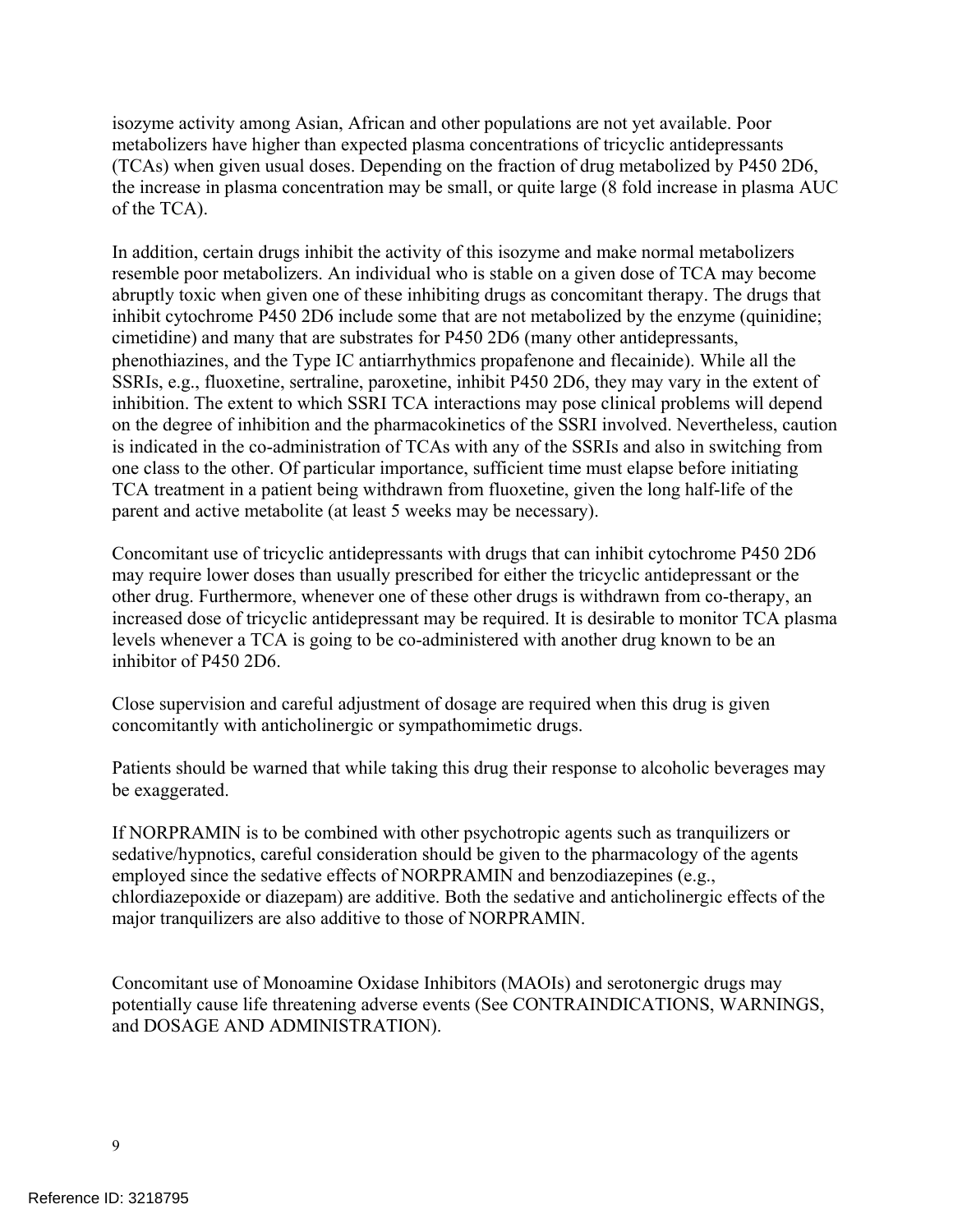isozyme activity among Asian, African and other populations are not yet available. Poor metabolizers have higher than expected plasma concentrations of tricyclic antidepressants (TCAs) when given usual doses. Depending on the fraction of drug metabolized by P450 2D6, the increase in plasma concentration may be small, or quite large (8 fold increase in plasma AUC of the TCA).

In addition, certain drugs inhibit the activity of this isozyme and make normal metabolizers resemble poor metabolizers. An individual who is stable on a given dose of TCA may become abruptly toxic when given one of these inhibiting drugs as concomitant therapy. The drugs that inhibit cytochrome P450 2D6 include some that are not metabolized by the enzyme (quinidine; cimetidine) and many that are substrates for P450 2D6 (many other antidepressants, phenothiazines, and the Type IC antiarrhythmics propafenone and flecainide). While all the SSRIs, e.g., fluoxetine, sertraline, paroxetine, inhibit P450 2D6, they may vary in the extent of inhibition. The extent to which SSRI TCA interactions may pose clinical problems will depend on the degree of inhibition and the pharmacokinetics of the SSRI involved. Nevertheless, caution is indicated in the co-administration of TCAs with any of the SSRIs and also in switching from one class to the other. Of particular importance, sufficient time must elapse before initiating TCA treatment in a patient being withdrawn from fluoxetine, given the long half-life of the parent and active metabolite (at least 5 weeks may be necessary).

Concomitant use of tricyclic antidepressants with drugs that can inhibit cytochrome P450 2D6 may require lower doses than usually prescribed for either the tricyclic antidepressant or the other drug. Furthermore, whenever one of these other drugs is withdrawn from co-therapy, an increased dose of tricyclic antidepressant may be required. It is desirable to monitor TCA plasma levels whenever a TCA is going to be co-administered with another drug known to be an inhibitor of P450 2D6.

Close supervision and careful adjustment of dosage are required when this drug is given concomitantly with anticholinergic or sympathomimetic drugs.

Patients should be warned that while taking this drug their response to alcoholic beverages may be exaggerated.

If NORPRAMIN is to be combined with other psychotropic agents such as tranquilizers or sedative/hypnotics, careful consideration should be given to the pharmacology of the agents employed since the sedative effects of NORPRAMIN and benzodiazepines (e.g., chlordiazepoxide or diazepam) are additive. Both the sedative and anticholinergic effects of the major tranquilizers are also additive to those of NORPRAMIN.

Concomitant use of Monoamine Oxidase Inhibitors (MAOIs) and serotonergic drugs may potentially cause life threatening adverse events (See CONTRAINDICATIONS, WARNINGS, and DOSAGE AND ADMINISTRATION).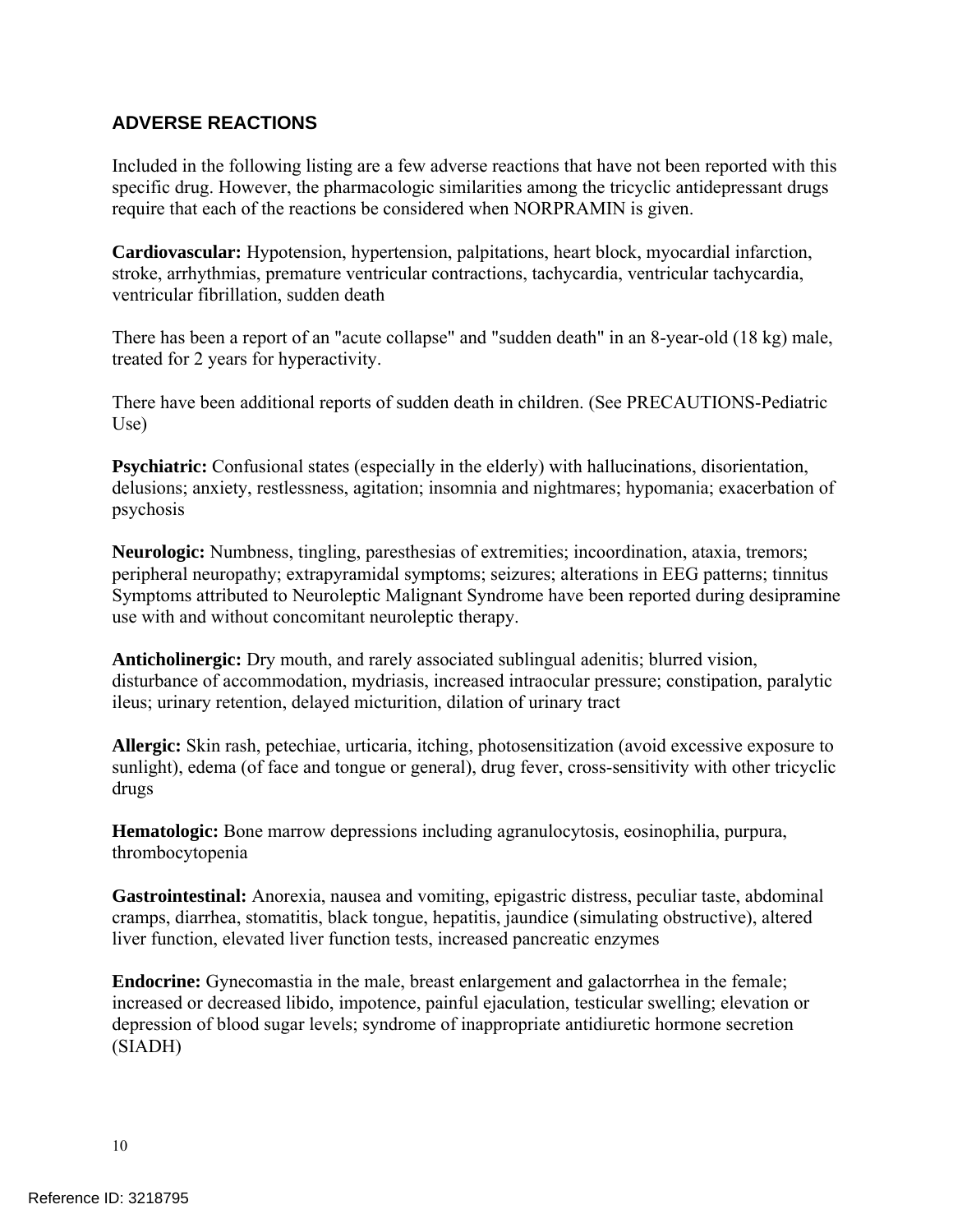## ADVERSE REACTIONS

Included in the following listing are a few adverse reactions that have not been reported with this specific drug. However, the pharmacologic similarities among the tricyclic antidepressant drugs require that each of the reactions be considered when NORPRAMIN is given.

**Cardiovascular:** Hypotension, hypertension, palpitations, heart block, myocardial infarction, stroke, arrhythmias, premature ventricular contractions, tachycardia, ventricular tachycardia, ventricular fibrillation, sudden death

There has been a report of an "acute collapse" and "sudden death" in an 8-year-old (18 kg) male, treated for 2 years for hyperactivity.

There have been additional reports of sudden death in children. (See PRECAUTIONS-Pediatric Use)

**Psychiatric:** Confusional states (especially in the elderly) with hallucinations, disorientation, delusions; anxiety, restlessness, agitation; insomnia and nightmares; hypomania; exacerbation of psychosis

**Neurologic:** Numbness, tingling, paresthesias of extremities; incoordination, ataxia, tremors; peripheral neuropathy; extrapyramidal symptoms; seizures; alterations in EEG patterns; tinnitus Symptoms attributed to Neuroleptic Malignant Syndrome have been reported during desipramine use with and without concomitant neuroleptic therapy.

**Anticholinergic:** Dry mouth, and rarely associated sublingual adenitis; blurred vision, disturbance of accommodation, mydriasis, increased intraocular pressure; constipation, paralytic ileus; urinary retention, delayed micturition, dilation of urinary tract

**Allergic:** Skin rash, petechiae, urticaria, itching, photosensitization (avoid excessive exposure to sunlight), edema (of face and tongue or general), drug fever, cross-sensitivity with other tricyclic drugs

**Hematologic:** Bone marrow depressions including agranulocytosis, eosinophilia, purpura, thrombocytopenia

**Gastrointestinal:** Anorexia, nausea and vomiting, epigastric distress, peculiar taste, abdominal cramps, diarrhea, stomatitis, black tongue, hepatitis, jaundice (simulating obstructive), altered liver function, elevated liver function tests, increased pancreatic enzymes

**Endocrine:** Gynecomastia in the male, breast enlargement and galactorrhea in the female; increased or decreased libido, impotence, painful ejaculation, testicular swelling; elevation or depression of blood sugar levels; syndrome of inappropriate antidiuretic hormone secretion (SIADH)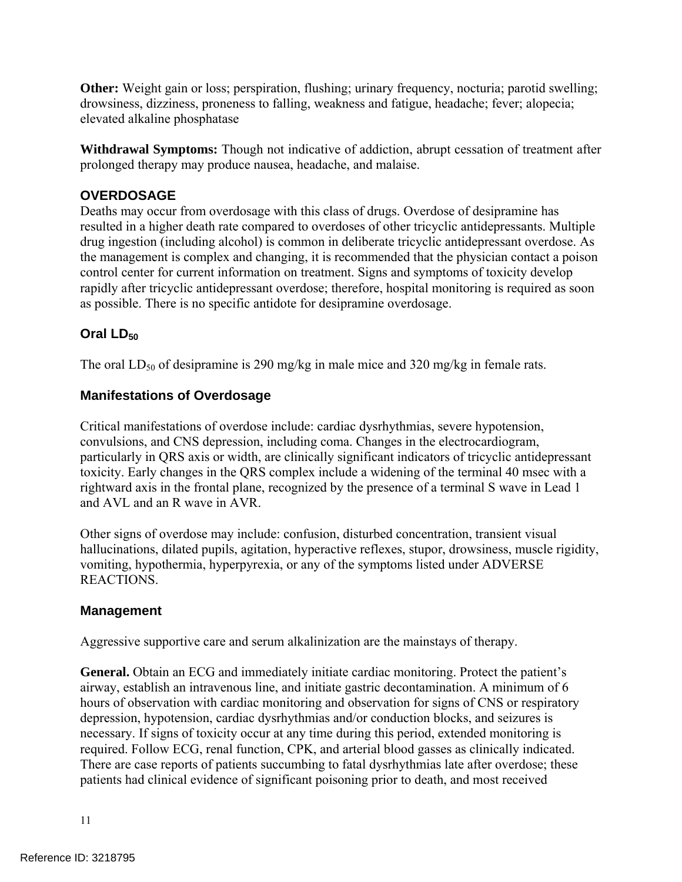**Other:** Weight gain or loss; perspiration, flushing; urinary frequency, nocturia; parotid swelling; drowsiness, dizziness, proneness to falling, weakness and fatigue, headache; fever; alopecia; elevated alkaline phosphatase

**Withdrawal Symptoms:** Though not indicative of addiction, abrupt cessation of treatment after prolonged therapy may produce nausea, headache, and malaise.

## OVERDOSAGE

Deaths may occur from overdosage with this class of drugs. Overdose of desipramine has resulted in a higher death rate compared to overdoses of other tricyclic antidepressants. Multiple drug ingestion (including alcohol) is common in deliberate tricyclic antidepressant overdose. As the management is complex and changing, it is recommended that the physician contact a poison control center for current information on treatment. Signs and symptoms of toxicity develop rapidly after tricyclic antidepressant overdose; therefore, hospital monitoring is required as soon as possible. There is no specific antidote for desipramine overdosage.

### Oral $LD_{50}$

The oral $LD_{50}$ of desipramine is 290 mg/kg in male mice and 320 mg/kg in female rats.

### Manifestations of Overdosage

Critical manifestations of overdose include: cardiac dysrhythmias, severe hypotension, convulsions, and CNS depression, including coma. Changes in the electrocardiogram, particularly in QRS axis or width, are clinically significant indicators of tricyclic antidepressant toxicity. Early changes in the QRS complex include a widening of the terminal 40 msec with a rightward axis in the frontal plane, recognized by the presence of a terminal S wave in Lead 1 and AVL and an R wave in AVR.

Other signs of overdose may include: confusion, disturbed concentration, transient visual hallucinations, dilated pupils, agitation, hyperactive reflexes, stupor, drowsiness, muscle rigidity, vomiting, hypothermia, hyperpyrexia, or any of the symptoms listed under ADVERSE REACTIONS.

### Management

Aggressive supportive care and serum alkalinization are the mainstays of therapy.

**General.** Obtain an ECG and immediately initiate cardiac monitoring. Protect the patient's airway, establish an intravenous line, and initiate gastric decontamination. A minimum of 6 hours of observation with cardiac monitoring and observation for signs of CNS or respiratory depression, hypotension, cardiac dysrhythmias and/or conduction blocks, and seizures is necessary. If signs of toxicity occur at any time during this period, extended monitoring is required. Follow ECG, renal function, CPK, and arterial blood gasses as clinically indicated. There are case reports of patients succumbing to fatal dysrhythmias late after overdose; these patients had clinical evidence of significant poisoning prior to death, and most received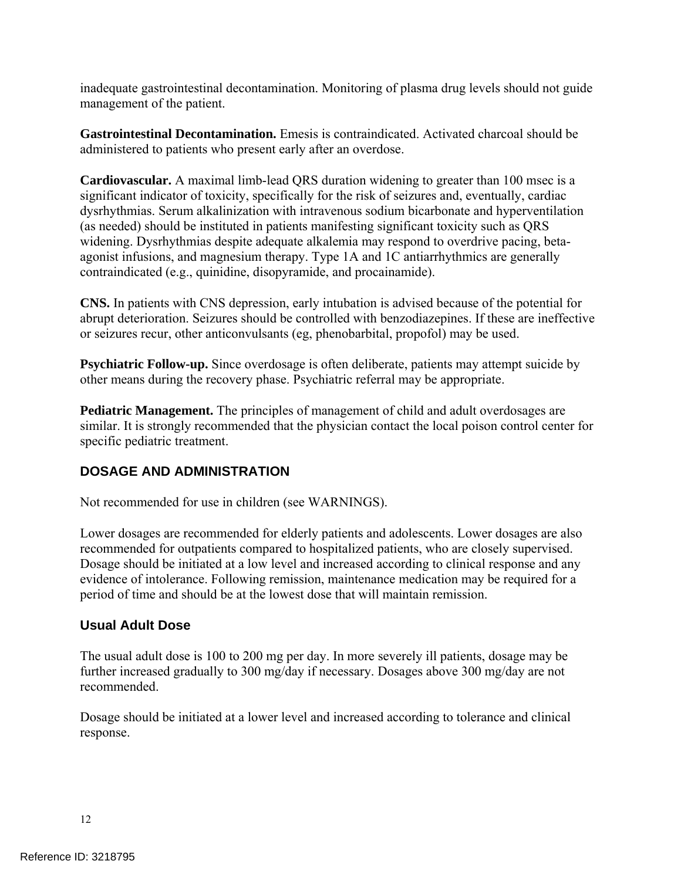inadequate gastrointestinal decontamination. Monitoring of plasma drug levels should not guide management of the patient.

**Gastrointestinal Decontamination.** Emesis is contraindicated. Activated charcoal should be administered to patients who present early after an overdose.

**Cardiovascular.** A maximal limb-lead QRS duration widening to greater than 100 msec is a significant indicator of toxicity, specifically for the risk of seizures and, eventually, cardiac dysrhythmias. Serum alkalinization with intravenous sodium bicarbonate and hyperventilation (as needed) should be instituted in patients manifesting significant toxicity such as QRS widening. Dysrhythmias despite adequate alkalemia may respond to overdrive pacing, beta-agonist infusions, and magnesium therapy. Type 1A and 1C antiarrhythmics are generally contraindicated (e.g., quinidine, disopyramide, and procainamide).

**CNS.** In patients with CNS depression, early intubation is advised because of the potential for abrupt deterioration. Seizures should be controlled with benzodiazepines. If these are ineffective or seizures recur, other anticonvulsants (eg, phenobarbital, propofol) may be used.

**Psychiatric Follow-up.** Since overdosage is often deliberate, patients may attempt suicide by other means during the recovery phase. Psychiatric referral may be appropriate.

**Pediatric Management.** The principles of management of child and adult overdosages are similar. It is strongly recommended that the physician contact the local poison control center for specific pediatric treatment.

## DOSAGE AND ADMINISTRATION

Not recommended for use in children (see WARNINGS).

Lower dosages are recommended for elderly patients and adolescents. Lower dosages are also recommended for outpatients compared to hospitalized patients, who are closely supervised. Dosage should be initiated at a low level and increased according to clinical response and any evidence of intolerance. Following remission, maintenance medication may be required for a period of time and should be at the lowest dose that will maintain remission.

### Usual Adult Dose

The usual adult dose is 100 to 200 mg per day. In more severely ill patients, dosage may be further increased gradually to 300 mg/day if necessary. Dosages above 300 mg/day are not recommended.

Dosage should be initiated at a lower level and increased according to tolerance and clinical response.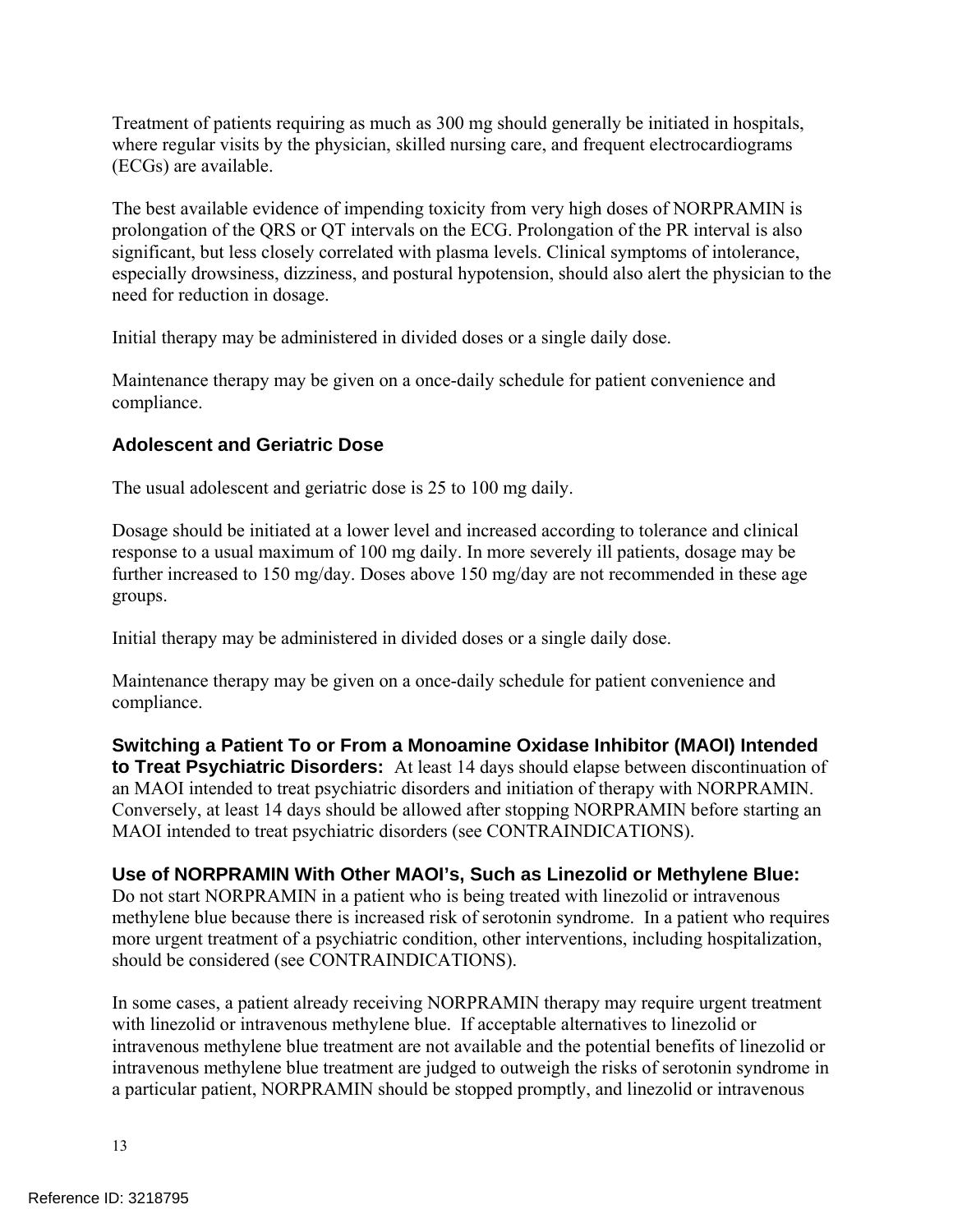Treatment of patients requiring as much as 300 mg should generally be initiated in hospitals, where regular visits by the physician, skilled nursing care, and frequent electrocardiograms (ECGs) are available.

The best available evidence of impending toxicity from very high doses of NORPRAMIN is prolongation of the QRS or QT intervals on the ECG. Prolongation of the PR interval is also significant, but less closely correlated with plasma levels. Clinical symptoms of intolerance, especially drowsiness, dizziness, and postural hypotension, should also alert the physician to the need for reduction in dosage.

Initial therapy may be administered in divided doses or a single daily dose.

Maintenance therapy may be given on a once-daily schedule for patient convenience and compliance.

### Adolescent and Geriatric Dose

The usual adolescent and geriatric dose is 25 to 100 mg daily.

Dosage should be initiated at a lower level and increased according to tolerance and clinical response to a usual maximum of 100 mg daily. In more severely ill patients, dosage may be further increased to 150 mg/day. Doses above 150 mg/day are not recommended in these age groups.

Initial therapy may be administered in divided doses or a single daily dose.

Maintenance therapy may be given on a once-daily schedule for patient convenience and compliance.

**Switching a Patient To or From a Monoamine Oxidase Inhibitor (MAOI) Intended to Treat Psychiatric Disorders:** At least 14 days should elapse between discontinuation of an MAOI intended to treat psychiatric disorders and initiation of therapy with NORPRAMIN. Conversely, at least 14 days should be allowed after stopping NORPRAMIN before starting an MAOI intended to treat psychiatric disorders (see CONTRAINDICATIONS).

**Use of NORPRAMIN With Other MAOI's, Such as Linezolid or Methylene Blue:** Do not start NORPRAMIN in a patient who is being treated with linezolid or intravenous methylene blue because there is increased risk of serotonin syndrome. In a patient who requires more urgent treatment of a psychiatric condition, other interventions, including hospitalization, should be considered (see CONTRAINDICATIONS).

In some cases, a patient already receiving NORPRAMIN therapy may require urgent treatment with linezolid or intravenous methylene blue. If acceptable alternatives to linezolid or intravenous methylene blue treatment are not available and the potential benefits of linezolid or intravenous methylene blue treatment are judged to outweigh the risks of serotonin syndrome in a particular patient, NORPRAMIN should be stopped promptly, and linezolid or intravenous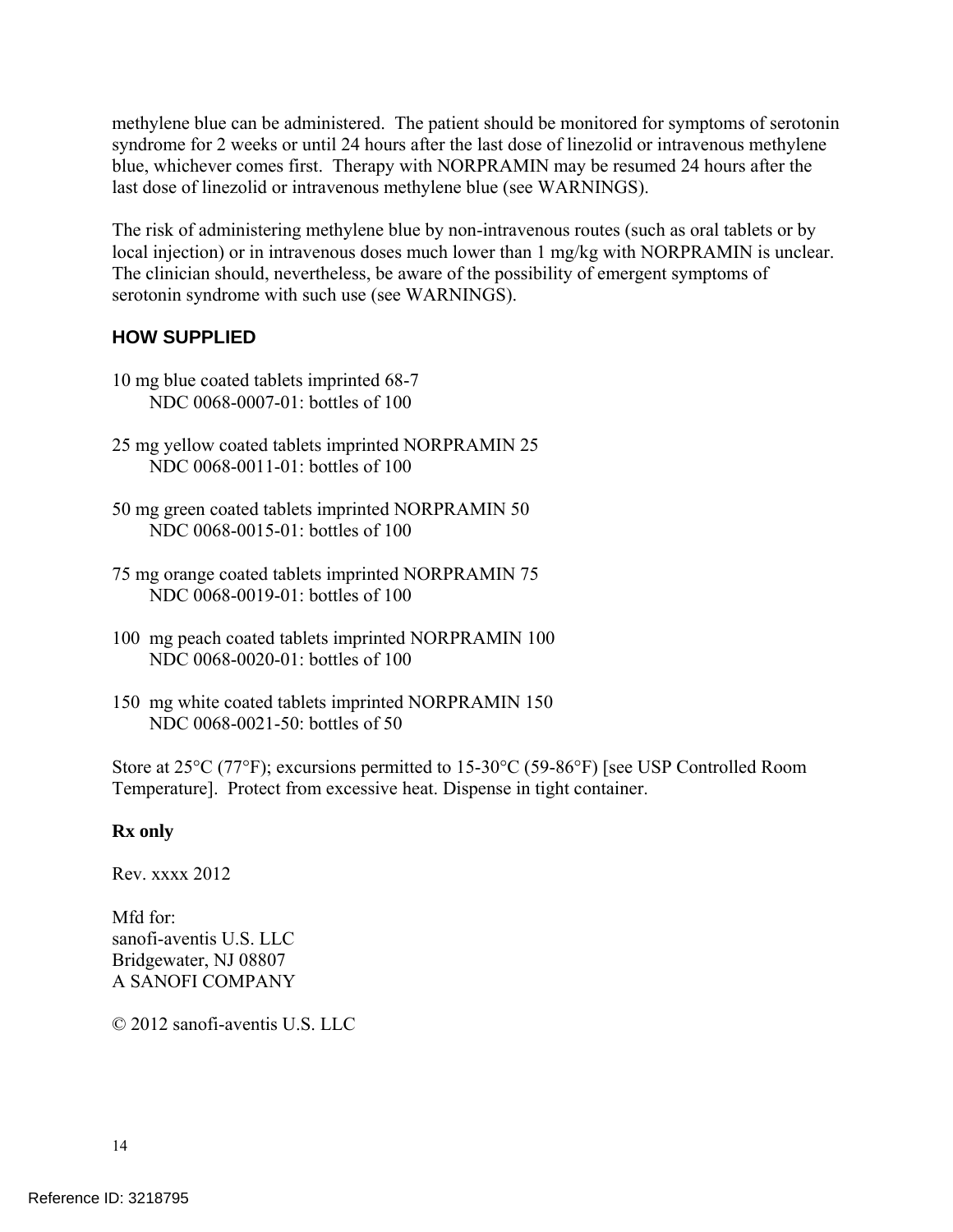methylene blue can be administered. The patient should be monitored for symptoms of serotonin syndrome for 2 weeks or until 24 hours after the last dose of linezolid or intravenous methylene blue, whichever comes first. Therapy with NORPRAMIN may be resumed 24 hours after the last dose of linezolid or intravenous methylene blue (see WARNINGS).

The risk of administering methylene blue by non-intravenous routes (such as oral tablets or by local injection) or in intravenous doses much lower than 1 mg/kg with NORPRAMIN is unclear. The clinician should, nevertheless, be aware of the possibility of emergent symptoms of serotonin syndrome with such use (see WARNINGS).

## HOW SUPPLIED

10 mg blue coated tablets imprinted 68-7
NDC 0068-0007-01: bottles of 100

25 mg yellow coated tablets imprinted NORPRAMIN 25
NDC 0068-0011-01: bottles of 100

50 mg green coated tablets imprinted NORPRAMIN 50
NDC 0068-0015-01: bottles of 100

75 mg orange coated tablets imprinted NORPRAMIN 75
NDC 0068-0019-01: bottles of 100

100 mg peach coated tablets imprinted NORPRAMIN 100
NDC 0068-0020-01: bottles of 100

150 mg white coated tablets imprinted NORPRAMIN 150
NDC 0068-0021-50: bottles of 50

Store at 25°C (77°F); excursions permitted to 15-30°C (59-86°F) [see USP Controlled Room Temperature]. Protect from excessive heat. Dispense in tight container.

**Rx only**

Rev. xxxx 2012

Mfd for:
sanofi-aventis U.S. LLC
Bridgewater, NJ 08807
A SANOFI COMPANY

© 2012 sanofi-aventis U.S. LLC

Reference ID: 3218795